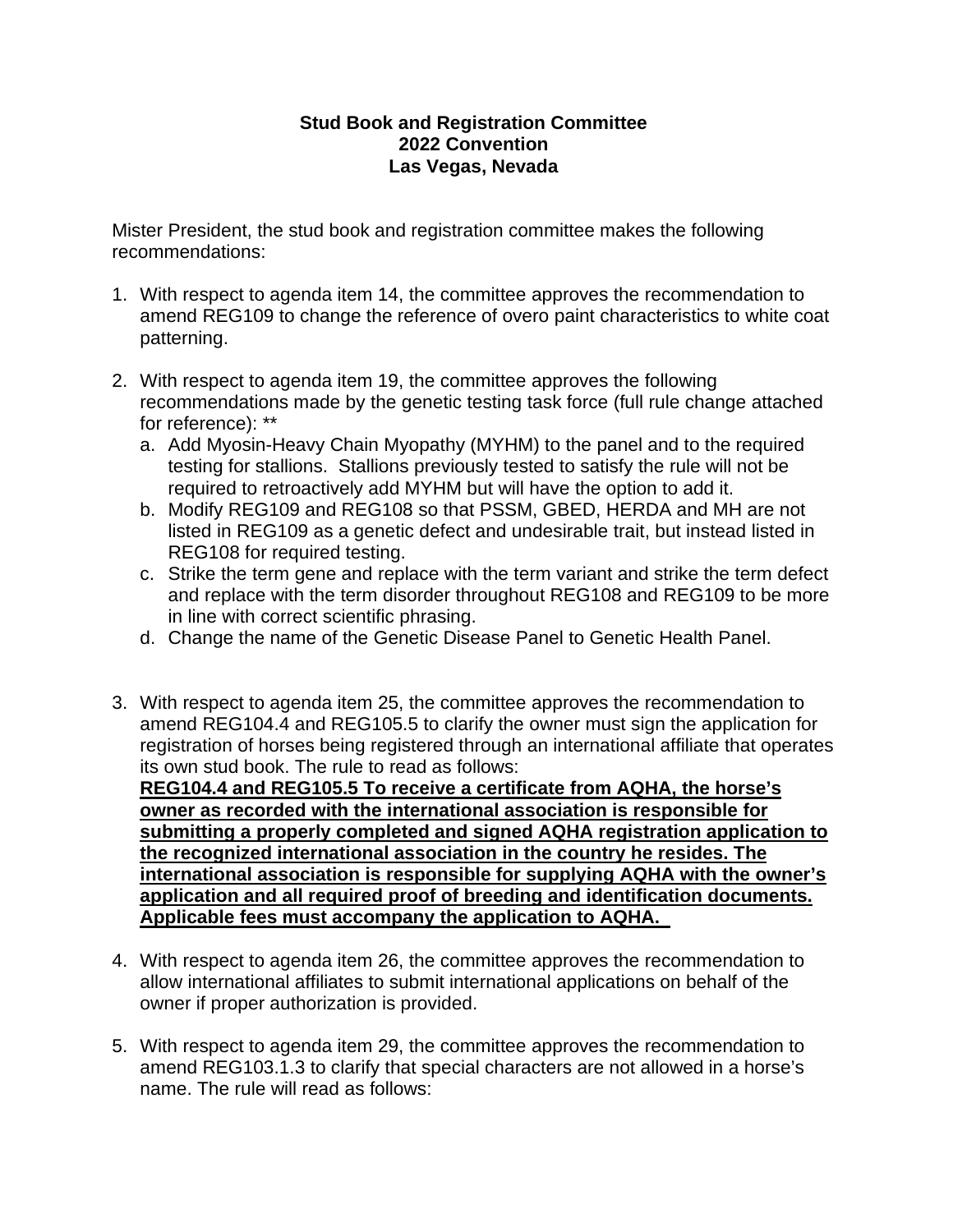**Stud Book and Registration Committee**
**2022 Convention**
**Las Vegas, Nevada**

Mister President, the stud book and registration committee makes the following recommendations:

1. With respect to agenda item 14, the committee approves the recommendation to amend REG109 to change the reference of overo paint characteristics to white coat patterning.

2. With respect to agenda item 19, the committee approves the following recommendations made by the genetic testing task force (full rule change attached for reference): **
   a. Add Myosin-Heavy Chain Myopathy (MYHM) to the panel and to the required testing for stallions. Stallions previously tested to satisfy the rule will not be required to retroactively add MYHM but will have the option to add it.
   b. Modify REG109 and REG108 so that PSSM, GBED, HERDA and MH are not listed in REG109 as a genetic defect and undesirable trait, but instead listed in REG108 for required testing.
   c. Strike the term gene and replace with the term variant and strike the term defect and replace with the term disorder throughout REG108 and REG109 to be more in line with correct scientific phrasing.
   d. Change the name of the Genetic Disease Panel to Genetic Health Panel.

3. With respect to agenda item 25, the committee approves the recommendation to amend REG104.4 and REG105.5 to clarify the owner must sign the application for registration of horses being registered through an international affiliate that operates its own stud book. The rule to read as follows:
   <u>**REG104.4 and REG105.5 To receive a certificate from AQHA, the horse's owner as recorded with the international association is responsible for submitting a properly completed and signed AQHA registration application to the recognized international association in the country he resides. The international association is responsible for supplying AQHA with the owner's application and all required proof of breeding and identification documents. Applicable fees must accompany the application to AQHA.**</u>

4. With respect to agenda item 26, the committee approves the recommendation to allow international affiliates to submit international applications on behalf of the owner if proper authorization is provided.

5. With respect to agenda item 29, the committee approves the recommendation to amend REG103.1.3 to clarify that special characters are not allowed in a horse's name. The rule will read as follows: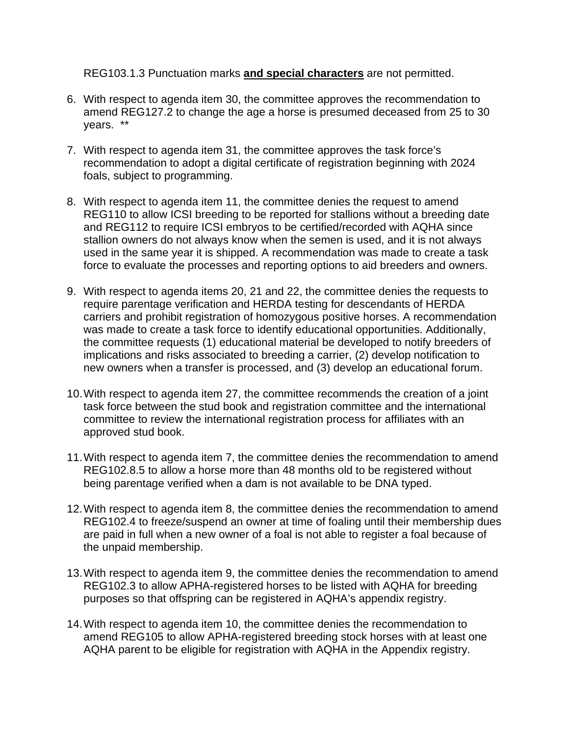REG103.1.3 Punctuation marks **<u>and special characters</u>** are not permitted.

6. With respect to agenda item 30, the committee approves the recommendation to amend REG127.2 to change the age a horse is presumed deceased from 25 to 30 years. **

7. With respect to agenda item 31, the committee approves the task force's recommendation to adopt a digital certificate of registration beginning with 2024 foals, subject to programming.

8. With respect to agenda item 11, the committee denies the request to amend REG110 to allow ICSI breeding to be reported for stallions without a breeding date and REG112 to require ICSI embryos to be certified/recorded with AQHA since stallion owners do not always know when the semen is used, and it is not always used in the same year it is shipped. A recommendation was made to create a task force to evaluate the processes and reporting options to aid breeders and owners.

9. With respect to agenda items 20, 21 and 22, the committee denies the requests to require parentage verification and HERDA testing for descendants of HERDA carriers and prohibit registration of homozygous positive horses. A recommendation was made to create a task force to identify educational opportunities. Additionally, the committee requests (1) educational material be developed to notify breeders of implications and risks associated to breeding a carrier, (2) develop notification to new owners when a transfer is processed, and (3) develop an educational forum.

10. With respect to agenda item 27, the committee recommends the creation of a joint task force between the stud book and registration committee and the international committee to review the international registration process for affiliates with an approved stud book.

11. With respect to agenda item 7, the committee denies the recommendation to amend REG102.8.5 to allow a horse more than 48 months old to be registered without being parentage verified when a dam is not available to be DNA typed.

12. With respect to agenda item 8, the committee denies the recommendation to amend REG102.4 to freeze/suspend an owner at time of foaling until their membership dues are paid in full when a new owner of a foal is not able to register a foal because of the unpaid membership.

13. With respect to agenda item 9, the committee denies the recommendation to amend REG102.3 to allow APHA-registered horses to be listed with AQHA for breeding purposes so that offspring can be registered in AQHA's appendix registry.

14. With respect to agenda item 10, the committee denies the recommendation to amend REG105 to allow APHA-registered breeding stock horses with at least one AQHA parent to be eligible for registration with AQHA in the Appendix registry.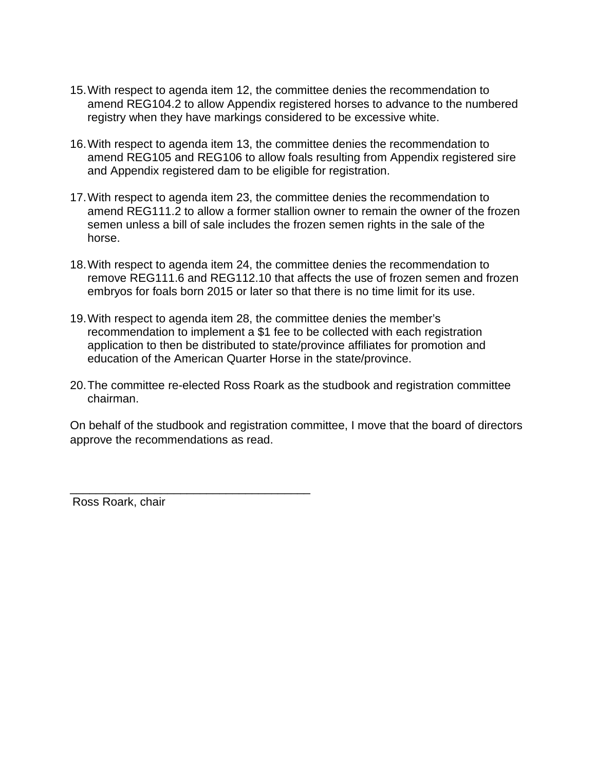15. With respect to agenda item 12, the committee denies the recommendation to amend REG104.2 to allow Appendix registered horses to advance to the numbered registry when they have markings considered to be excessive white.

16. With respect to agenda item 13, the committee denies the recommendation to amend REG105 and REG106 to allow foals resulting from Appendix registered sire and Appendix registered dam to be eligible for registration.

17. With respect to agenda item 23, the committee denies the recommendation to amend REG111.2 to allow a former stallion owner to remain the owner of the frozen semen unless a bill of sale includes the frozen semen rights in the sale of the horse.

18. With respect to agenda item 24, the committee denies the recommendation to remove REG111.6 and REG112.10 that affects the use of frozen semen and frozen embryos for foals born 2015 or later so that there is no time limit for its use.

19. With respect to agenda item 28, the committee denies the member's recommendation to implement a $1 fee to be collected with each registration application to then be distributed to state/province affiliates for promotion and education of the American Quarter Horse in the state/province.

20. The committee re-elected Ross Roark as the studbook and registration committee chairman.

On behalf of the studbook and registration committee, I move that the board of directors approve the recommendations as read.

_____________________________________

Ross Roark, chair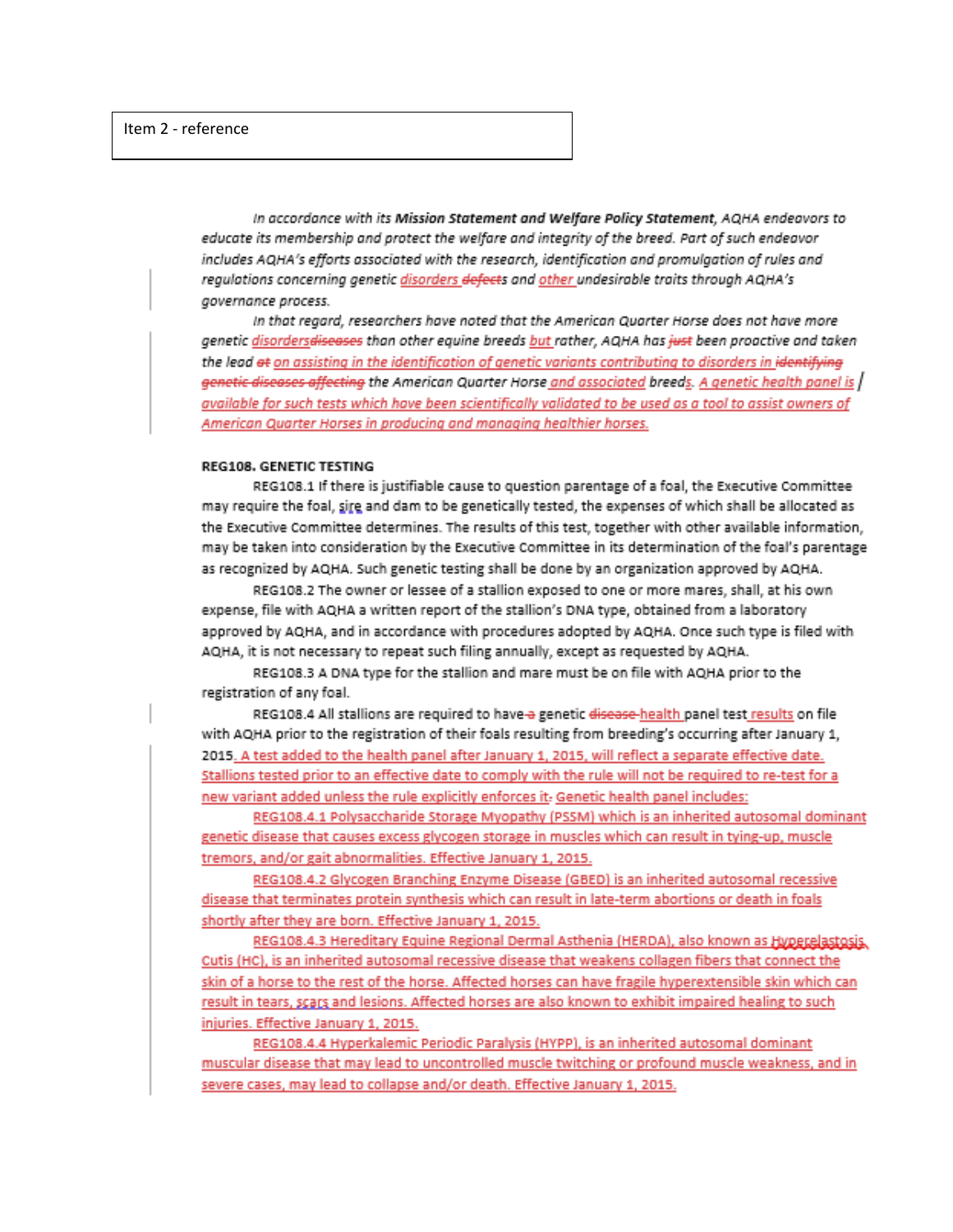Item 2 - reference

*In accordance with its **Mission Statement and Welfare Policy Statement**, AQHA endeavors to educate its membership and protect the welfare and integrity of the breed. Part of such endeavor includes AQHA's efforts associated with the research, identification and promulgation of rules and regulations concerning genetic disorders ~~defects~~ and other undesirable traits through AQHA's governance process.*

*In that regard, researchers have noted that the American Quarter Horse does not have more genetic disorders~~diseases~~ than other equine breeds but rather, AQHA has ~~just~~ been proactive and taken the lead ~~at~~ on assisting in the identification of genetic variants contributing to disorders in ~~identifying genetic diseases affecting~~ the American Quarter Horse and associated breeds. A genetic health panel is available for such tests which have been scientifically validated to be used as a tool to assist owners of American Quarter Horses in producing and managing healthier horses.*

**REG108. GENETIC TESTING**

REG108.1 If there is justifiable cause to question parentage of a foal, the Executive Committee may require the foal, sire and dam to be genetically tested, the expenses of which shall be allocated as the Executive Committee determines. The results of this test, together with other available information, may be taken into consideration by the Executive Committee in its determination of the foal's parentage as recognized by AQHA. Such genetic testing shall be done by an organization approved by AQHA.

REG108.2 The owner or lessee of a stallion exposed to one or more mares, shall, at his own expense, file with AQHA a written report of the stallion's DNA type, obtained from a laboratory approved by AQHA, and in accordance with procedures adopted by AQHA. Once such type is filed with AQHA, it is not necessary to repeat such filing annually, except as requested by AQHA.

REG108.3 A DNA type for the stallion and mare must be on file with AQHA prior to the registration of any foal.

REG108.4 All stallions are required to have ~~a~~ genetic ~~disease~~ health panel test results on file with AQHA prior to the registration of their foals resulting from breeding's occurring after January 1, 2015. A test added to the health panel after January 1, 2015, will reflect a separate effective date. Stallions tested prior to an effective date to comply with the rule will not be required to re-test for a new variant added unless the rule explicitly enforces it. Genetic health panel includes:

REG108.4.1 Polysaccharide Storage Myopathy (PSSM) which is an inherited autosomal dominant genetic disease that causes excess glycogen storage in muscles which can result in tying-up, muscle tremors, and/or gait abnormalities. Effective January 1, 2015.

REG108.4.2 Glycogen Branching Enzyme Disease (GBED) is an inherited autosomal recessive disease that terminates protein synthesis which can result in late-term abortions or death in foals shortly after they are born. Effective January 1, 2015.

REG108.4.3 Hereditary Equine Regional Dermal Asthenia (HERDA), also known as Hyperelastosis Cutis (HC), is an inherited autosomal recessive disease that weakens collagen fibers that connect the skin of a horse to the rest of the horse. Affected horses can have fragile hyperextensible skin which can result in tears, scars and lesions. Affected horses are also known to exhibit impaired healing to such injuries. Effective January 1, 2015.

REG108.4.4 Hyperkalemic Periodic Paralysis (HYPP), is an inherited autosomal dominant muscular disease that may lead to uncontrolled muscle twitching or profound muscle weakness, and in severe cases, may lead to collapse and/or death. Effective January 1, 2015.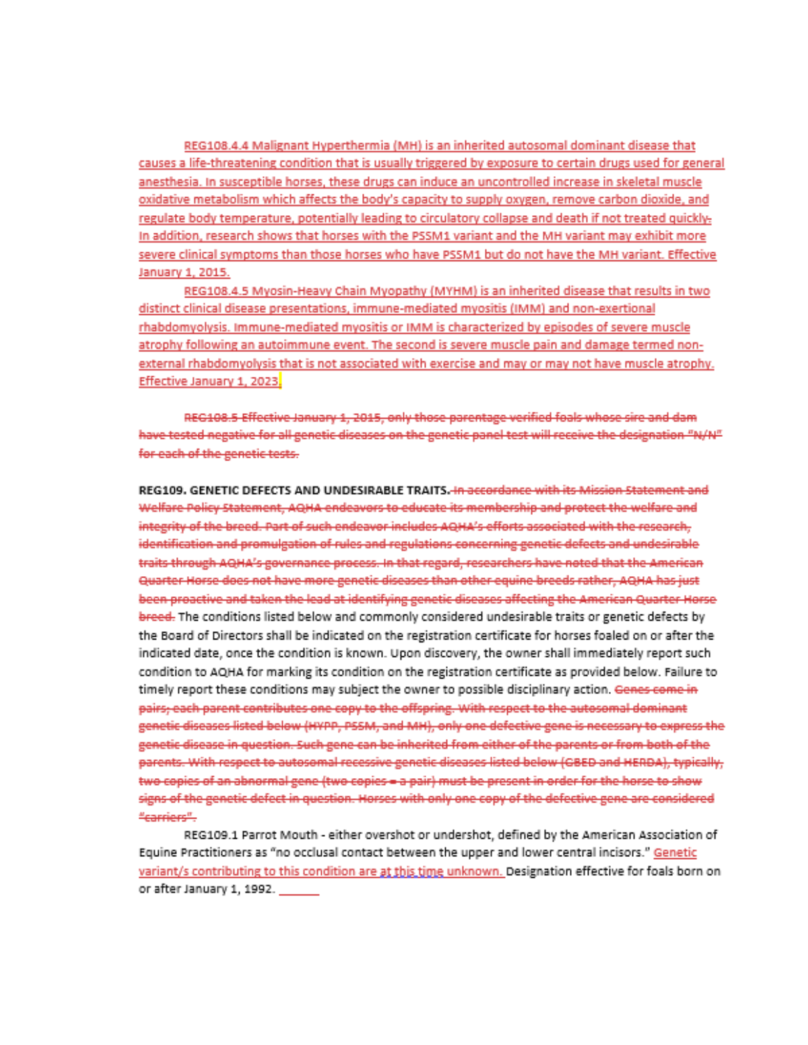REG108.4.4 Malignant Hyperthermia (MH) is an inherited autosomal dominant disease that causes a life-threatening condition that is usually triggered by exposure to certain drugs used for general anesthesia. In susceptible horses, these drugs can induce an uncontrolled increase in skeletal muscle oxidative metabolism which affects the body's capacity to supply oxygen, remove carbon dioxide, and regulate body temperature, potentially leading to circulatory collapse and death if not treated quickly. In addition, research shows that horses with the PSSM1 variant and the MH variant may exhibit more severe clinical symptoms than those horses who have PSSM1 but do not have the MH variant. Effective January 1, 2015.

REG108.4.5 Myosin-Heavy Chain Myopathy (MYHM) is an inherited disease that results in two distinct clinical disease presentations, immune-mediated myositis (IMM) and non-exertional rhabdomyolysis. Immune-mediated myositis or IMM is characterized by episodes of severe muscle atrophy following an autoimmune event. The second is severe muscle pain and damage termed non-external rhabdomyolysis that is not associated with exercise and may or may not have muscle atrophy. Effective January 1, 2023.

~~REG108.5 Effective January 1, 2015, only those parentage verified foals whose sire and dam have tested negative for all genetic diseases on the genetic panel test will receive the designation "N/N" for each of the genetic tests.~~

**REG109. GENETIC DEFECTS AND UNDESIRABLE TRAITS.** ~~In accordance with its Mission Statement and Welfare Policy Statement, AQHA endeavors to educate its membership and protect the welfare and integrity of the breed. Part of such endeavor includes AQHA's efforts associated with the research, identification and promulgation of rules and regulations concerning genetic defects and undesirable traits through AQHA's governance process. In that regard, researchers have noted that the American Quarter Horse does not have more genetic diseases than other equine breeds rather, AQHA has just been proactive and taken the lead at identifying genetic diseases affecting the American Quarter Horse breed.~~ The conditions listed below and commonly considered undesirable traits or genetic defects by the Board of Directors shall be indicated on the registration certificate for horses foaled on or after the indicated date, once the condition is known. Upon discovery, the owner shall immediately report such condition to AQHA for marking its condition on the registration certificate as provided below. Failure to timely report these conditions may subject the owner to possible disciplinary action. ~~Genes come in pairs; each parent contributes one copy to the offspring. With respect to the autosomal dominant genetic diseases listed below (HYPP, PSSM, and MH), only one defective gene is necessary to express the genetic disease in question. Such gene can be inherited from either of the parents or from both of the parents. With respect to autosomal recessive genetic diseases listed below (GBED and HERDA), typically, two copies of an abnormal gene (two copies = a pair) must be present in order for the horse to show signs of the genetic defect in question. Horses with only one copy of the defective gene are considered "carriers".~~

REG109.1 Parrot Mouth - either overshot or undershot, defined by the American Association of Equine Practitioners as "no occlusal contact between the upper and lower central incisors." Genetic variant/s contributing to this condition are at this time unknown. Designation effective for foals born on or after January 1, 1992. ______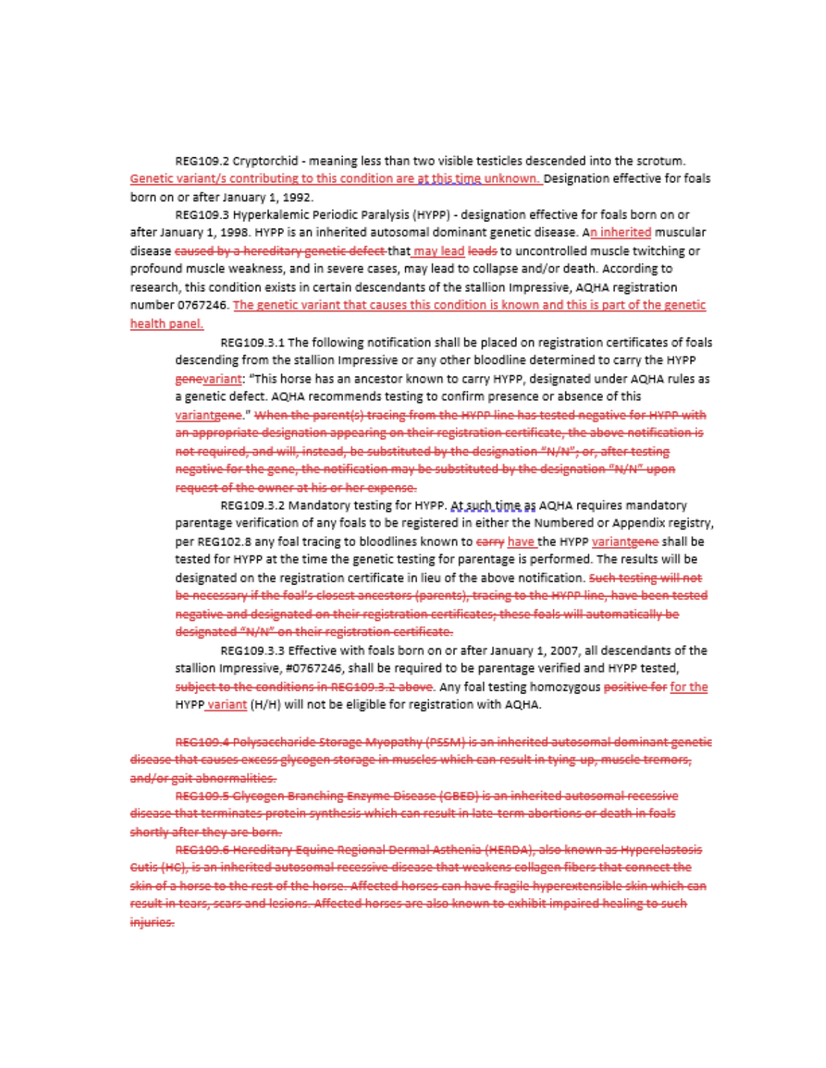REG109.2 Cryptorchid - meaning less than two visible testicles descended into the scrotum. <u>Genetic variant/s contributing to this condition are at this time unknown.</u> Designation effective for foals born on or after January 1, 1992.

REG109.3 Hyperkalemic Periodic Paralysis (HYPP) - designation effective for foals born on or after January 1, 1998. HYPP is an inherited autosomal dominant genetic disease. A<u>n inherited</u> muscular disease ~~caused by a hereditary genetic defect~~ that <u>may lead</u> ~~leads~~ to uncontrolled muscle twitching or profound muscle weakness, and in severe cases, may lead to collapse and/or death. According to research, this condition exists in certain descendants of the stallion Impressive, AQHA registration number 0767246. <u>The genetic variant that causes this condition is known and this is part of the genetic health panel.</u>

> REG109.3.1 The following notification shall be placed on registration certificates of foals descending from the stallion Impressive or any other bloodline determined to carry the HYPP ~~gene~~<u>variant</u>: "This horse has an ancestor known to carry HYPP, designated under AQHA rules as a genetic defect. AQHA recommends testing to confirm presence or absence of this <u>variant</u>~~gene~~." ~~When the parent(s) tracing from the HYPP line has tested negative for HYPP with an appropriate designation appearing on their registration certificate, the above notification is not required, and will, instead, be substituted by the designation "N/N"; or, after testing negative for the gene, the notification may be substituted by the designation "N/N" upon request of the owner at his or her expense.~~
>
> REG109.3.2 Mandatory testing for HYPP. At such time as AQHA requires mandatory parentage verification of any foals to be registered in either the Numbered or Appendix registry, per REG102.8 any foal tracing to bloodlines known to ~~carry~~ <u>have</u> the HYPP <u>variant</u>~~gene~~ shall be tested for HYPP at the time the genetic testing for parentage is performed. The results will be designated on the registration certificate in lieu of the above notification. ~~Such testing will not be necessary if the foal's closest ancestors (parents), tracing to the HYPP line, have been tested negative and designated on their registration certificates; these foals will automatically be designated "N/N" on their registration certificate.~~
>
> REG109.3.3 Effective with foals born on or after January 1, 2007, all descendants of the stallion Impressive, #0767246, shall be required to be parentage verified and HYPP tested, ~~subject to the conditions in REG109.3.2 above~~. Any foal testing homozygous ~~positive for~~ <u>for the</u> HYPP <u>variant</u> (H/H) will not be eligible for registration with AQHA.

~~REG109.4 Polysaccharide Storage Myopathy (PSSM) is an inherited autosomal dominant genetic disease that causes excess glycogen storage in muscles which can result in tying-up, muscle tremors, and/or gait abnormalities.~~

~~REG109.5 Glycogen Branching Enzyme Disease (GBED) is an inherited autosomal recessive disease that terminates protein synthesis which can result in late-term abortions or death in foals shortly after they are born.~~

~~REG109.6 Hereditary Equine Regional Dermal Asthenia (HERDA), also known as Hyperelastosis Cutis (HC), is an inherited autosomal recessive disease that weakens collagen fibers that connect the skin of a horse to the rest of the horse. Affected horses can have fragile hyperextensible skin which can result in tears, scars and lesions. Affected horses are also known to exhibit impaired healing to such injuries.~~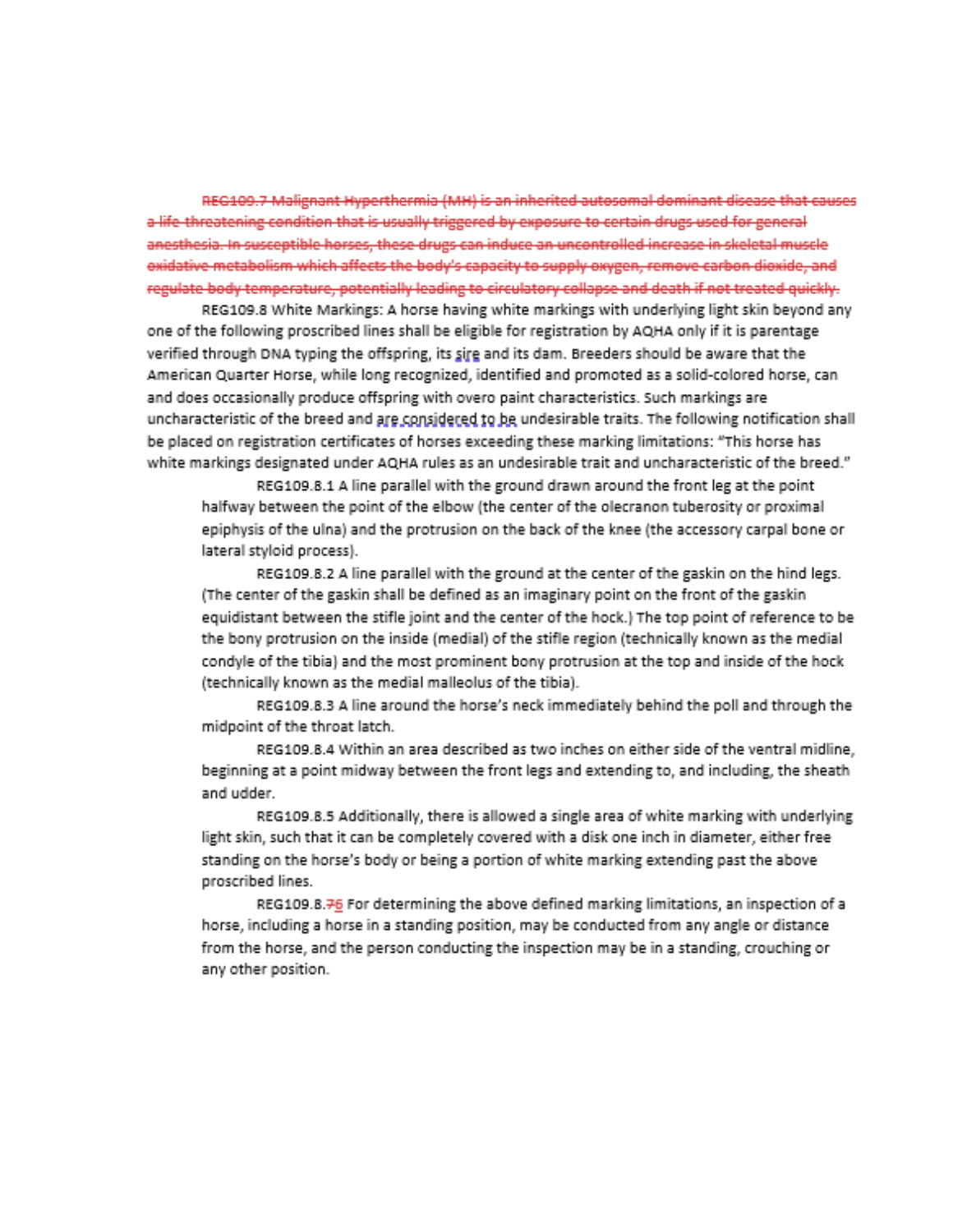~~REG109.7 Malignant Hyperthermia (MH) is an inherited autosomal dominant disease that causes a life-threatening condition that is usually triggered by exposure to certain drugs used for general anesthesia. In susceptible horses, these drugs can induce an uncontrolled increase in skeletal muscle oxidative metabolism which affects the body's capacity to supply oxygen, remove carbon dioxide, and regulate body temperature, potentially leading to circulatory collapse and death if not treated quickly.~~

REG109.8 White Markings: A horse having white markings with underlying light skin beyond any one of the following proscribed lines shall be eligible for registration by AQHA only if it is parentage verified through DNA typing the offspring, its sire and its dam. Breeders should be aware that the American Quarter Horse, while long recognized, identified and promoted as a solid-colored horse, can and does occasionally produce offspring with overo paint characteristics. Such markings are uncharacteristic of the breed and are considered to be undesirable traits. The following notification shall be placed on registration certificates of horses exceeding these marking limitations: "This horse has white markings designated under AQHA rules as an undesirable trait and uncharacteristic of the breed."

REG109.8.1 A line parallel with the ground drawn around the front leg at the point halfway between the point of the elbow (the center of the olecranon tuberosity or proximal epiphysis of the ulna) and the protrusion on the back of the knee (the accessory carpal bone or lateral styloid process).

REG109.8.2 A line parallel with the ground at the center of the gaskin on the hind legs. (The center of the gaskin shall be defined as an imaginary point on the front of the gaskin equidistant between the stifle joint and the center of the hock.) The top point of reference to be the bony protrusion on the inside (medial) of the stifle region (technically known as the medial condyle of the tibia) and the most prominent bony protrusion at the top and inside of the hock (technically known as the medial malleolus of the tibia).

REG109.8.3 A line around the horse's neck immediately behind the poll and through the midpoint of the throat latch.

REG109.8.4 Within an area described as two inches on either side of the ventral midline, beginning at a point midway between the front legs and extending to, and including, the sheath and udder.

REG109.8.5 Additionally, there is allowed a single area of white marking with underlying light skin, such that it can be completely covered with a disk one inch in diameter, either free standing on the horse's body or being a portion of white marking extending past the above proscribed lines.

REG109.8.~~7~~6 For determining the above defined marking limitations, an inspection of a horse, including a horse in a standing position, may be conducted from any angle or distance from the horse, and the person conducting the inspection may be in a standing, crouching or any other position.